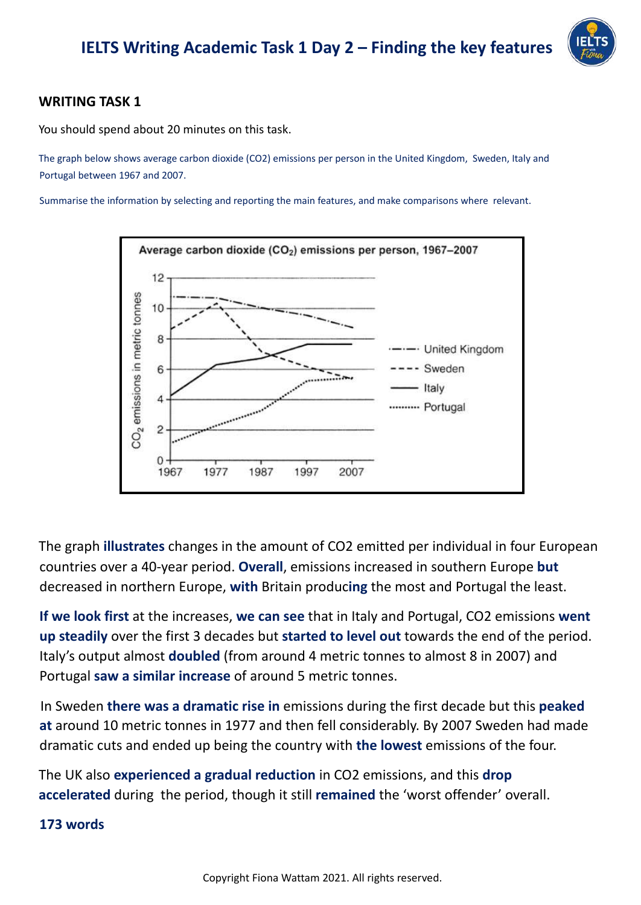# IELTS Writing Academic Task 1 Day 2 – Finding the key features

## WRITING TASK 1

You should spend about 20 minutes on this task.

The graph below shows average carbon dioxide (CO2) emissions per person in the United Kingdom, Sweden, Italy and Portugal between 1967 and 2007.

Summarise the information by selecting and reporting the main features, and make comparisons where relevant.

Average carbon dioxide ($CO_2$) emissions per person, 1967–2007

The graph **illustrates** changes in the amount of CO2 emitted per individual in four European countries over a 40-year period. **Overall**, emissions increased in southern Europe **but** decreased in northern Europe, **with** Britain produc**ing** the most and Portugal the least.

**If we look first** at the increases, **we can see** that in Italy and Portugal, CO2 emissions **went up steadily** over the first 3 decades but **started to level out** towards the end of the period. Italy's output almost **doubled** (from around 4 metric tonnes to almost 8 in 2007) and Portugal **saw a similar increase** of around 5 metric tonnes.

In Sweden **there was a dramatic rise in** emissions during the first decade but this **peaked at** around 10 metric tonnes in 1977 and then fell considerably. By 2007 Sweden had made dramatic cuts and ended up being the country with **the lowest** emissions of the four.

The UK also **experienced a gradual reduction** in CO2 emissions, and this **drop accelerated** during the period, though it still **remained** the 'worst offender' overall.

**173 words**

Copyright Fiona Wattam 2021. All rights reserved.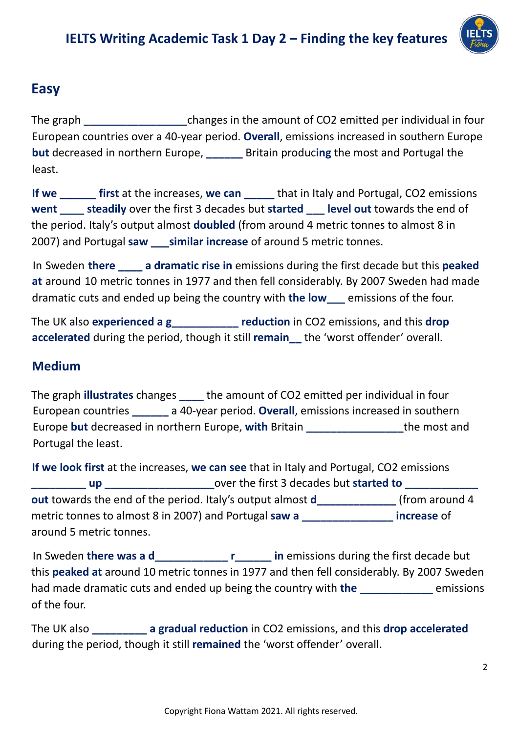# IELTS Writing Academic Task 1 Day 2 – Finding the key features

## Easy

The graph ________________changes in the amount of $CO_2$ emitted per individual in four European countries over a 40-year period. **Overall**, emissions increased in southern Europe **but** decreased in northern Europe, ______ Britain produc**ing** the most and Portugal the least.

**If we** ______ **first** at the increases, **we can** _____ that in Italy and Portugal, $CO_2$ emissions **went** ____ **steadily** over the first 3 decades but **started** ___ **level out** towards the end of the period. Italy's output almost **doubled** (from around 4 metric tonnes to almost 8 in 2007) and Portugal **saw** ___**similar increase** of around 5 metric tonnes.

In Sweden **there** ____ **a dramatic rise in** emissions during the first decade but this **peaked at** around 10 metric tonnes in 1977 and then fell considerably. By 2007 Sweden had made dramatic cuts and ended up being the country with **the low___** emissions of the four.

The UK also **experienced a g___________ reduction** in $CO_2$ emissions, and this **drop accelerated** during the period, though it still **remain__** the 'worst offender' overall.

## Medium

The graph **illustrates** changes ____ the amount of $CO_2$ emitted per individual in four European countries ______ a 40-year period. **Overall**, emissions increased in southern Europe **but** decreased in northern Europe, **with** Britain ________________the most and Portugal the least.

**If we look first** at the increases, **we can see** that in Italy and Portugal, $CO_2$ emissions _________ **up** __________________over the first 3 decades but **started to** ____________ **out** towards the end of the period. Italy's output almost **d**_____________ (from around 4 metric tonnes to almost 8 in 2007) and Portugal **saw a** _______________ **increase** of around 5 metric tonnes.

In Sweden **there was a d**____________ **r**______ **in** emissions during the first decade but this **peaked at** around 10 metric tonnes in 1977 and then fell considerably. By 2007 Sweden had made dramatic cuts and ended up being the country with **the** ____________ emissions of the four.

The UK also _________ **a gradual reduction** in $CO_2$ emissions, and this **drop accelerated** during the period, though it still **remained** the 'worst offender' overall.

Copyright Fiona Wattam 2021. All rights reserved.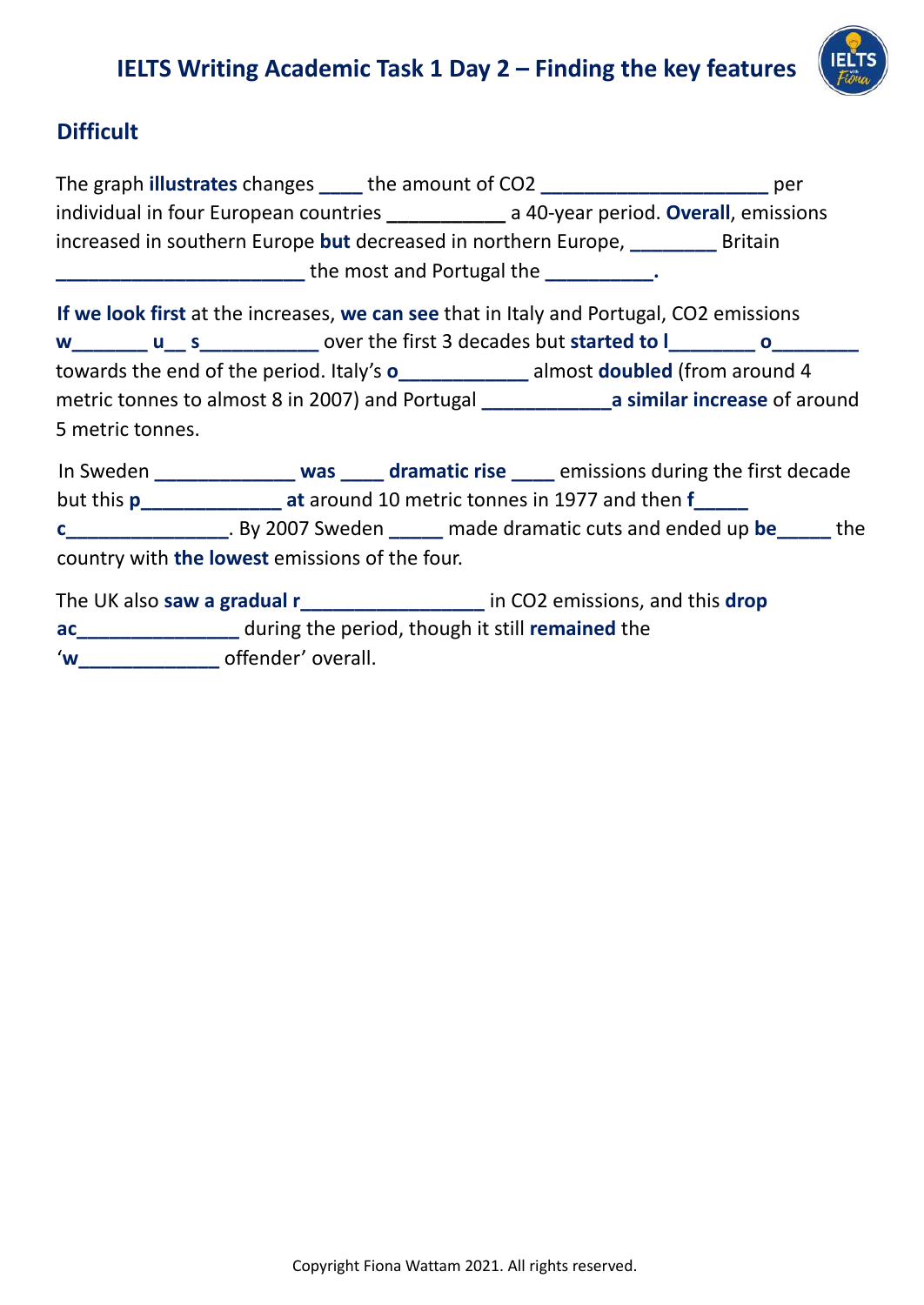# IELTS Writing Academic Task 1 Day 2 – Finding the key features

## Difficult

The graph **illustrates** changes ____ the amount of $CO_2$ ______________________ per individual in four European countries ___________ a 40-year period. **Overall**, emissions increased in southern Europe **but** decreased in northern Europe, ________ Britain ________________________ the most and Portugal the __________**.**

**If we look first** at the increases, **we can see** that in Italy and Portugal, $CO_2$ emissions **w**_______ **u**__ **s**___________ over the first 3 decades but **started to l**________ **o**________ towards the end of the period. Italy's **o**____________ almost **doubled** (from around 4 metric tonnes to almost 8 in 2007) and Portugal ____________**a similar increase** of around 5 metric tonnes.

In Sweden _____________ **was** ____ **dramatic rise** ____ emissions during the first decade but this **p**_____________ **at** around 10 metric tonnes in 1977 and then **f**_____ **c**_______________. By 2007 Sweden _____ made dramatic cuts and ended up **be**_____ the country with **the lowest** emissions of the four.

The UK also **saw a gradual r**_________________ in $CO_2$ emissions, and this **drop ac**_______________ during the period, though it still **remained** the '**w**_____________ offender' overall.

Copyright Fiona Wattam 2021. All rights reserved.